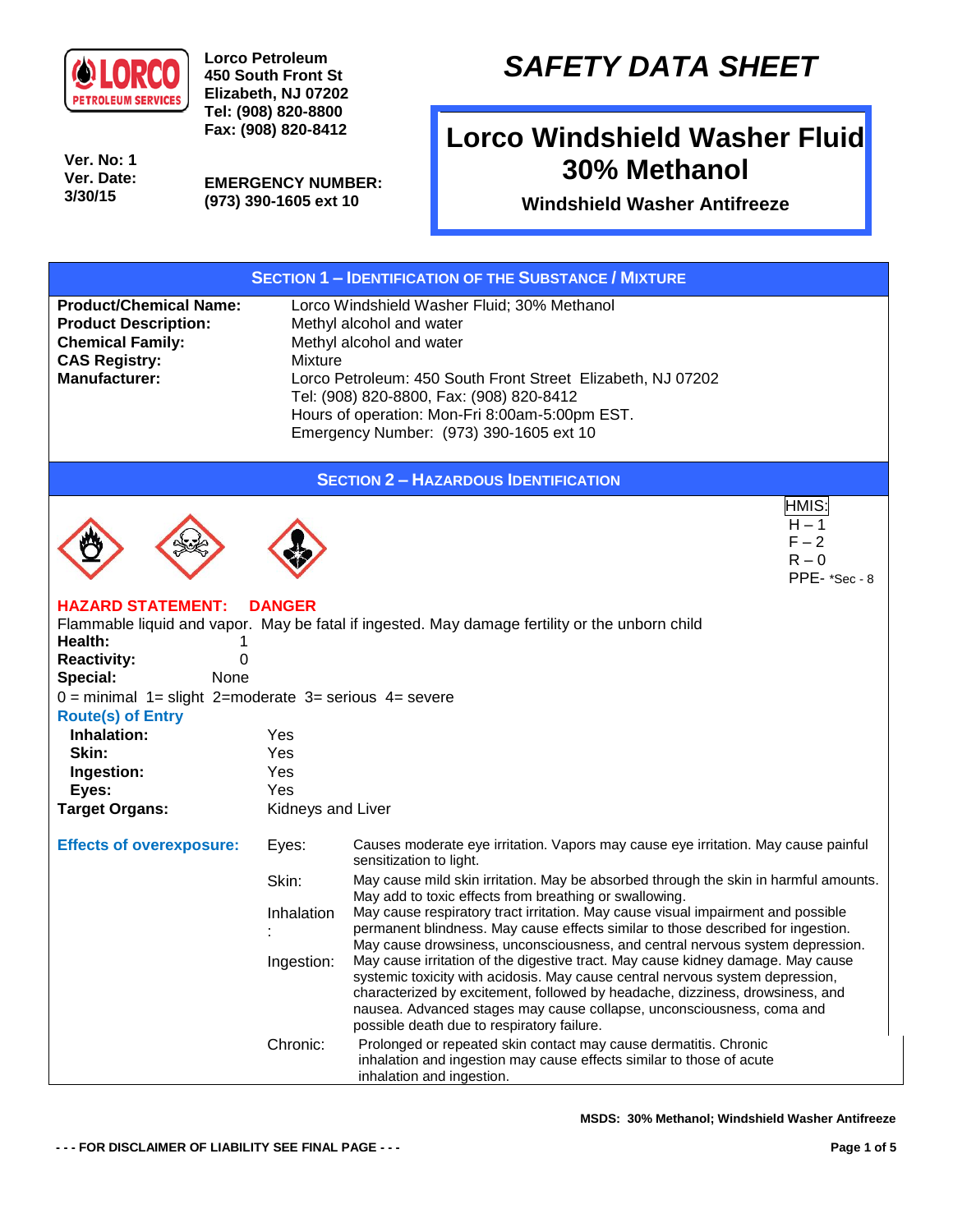**Lorco Petroleum**
**450 South Front St**
**Elizabeth, NJ 07202**
**Tel: (908) 820-8800**
**Fax: (908) 820-8412**

**Ver. No: 1**
**Ver. Date: 3/30/15**

**EMERGENCY NUMBER:**
**(973) 390-1605 ext 10**

# *SAFETY DATA SHEET*

# Lorco Windshield Washer Fluid 30% Methanol

**Windshield Washer Antifreeze**

## SECTION 1 – IDENTIFICATION OF THE SUBSTANCE / MIXTURE

| | |
|---|---|
| **Product/Chemical Name:** | Lorco Windshield Washer Fluid; 30% Methanol |
| **Product Description:** | Methyl alcohol and water |
| **Chemical Family:** | Methyl alcohol and water |
| **CAS Registry:** | Mixture |
| **Manufacturer:** | Lorco Petroleum: 450 South Front Street Elizabeth, NJ 07202<br>Tel: (908) 820-8800, Fax: (908) 820-8412<br>Hours of operation: Mon-Fri 8:00am-5:00pm EST.<br>Emergency Number: (973) 390-1605 ext 10 |

## SECTION 2 – HAZARDOUS IDENTIFICATION

HMIS:
H – 1
F – 2
R – 0
PPE- *Sec - 8

**HAZARD STATEMENT: DANGER**

Flammable liquid and vapor. May be fatal if ingested. May damage fertility or the unborn child

**Health:** 1
**Reactivity:** 0
**Special:** None

0 = minimal 1= slight 2=moderate 3= serious 4= severe

**Route(s) of Entry**

| | |
|---|---|
| **Inhalation:** | Yes |
| **Skin:** | Yes |
| **Ingestion:** | Yes |
| **Eyes:** | Yes |
| **Target Organs:** | Kidneys and Liver |

**Effects of overexposure:**

| | |
|---|---|
| Eyes: | Causes moderate eye irritation. Vapors may cause eye irritation. May cause painful sensitization to light. |
| Skin: | May cause mild skin irritation. May be absorbed through the skin in harmful amounts. May add to toxic effects from breathing or swallowing. |
| Inhalation: | May cause respiratory tract irritation. May cause visual impairment and possible permanent blindness. May cause effects similar to those described for ingestion. May cause drowsiness, unconsciousness, and central nervous system depression. |
| Ingestion: | May cause irritation of the digestive tract. May cause kidney damage. May cause systemic toxicity with acidosis. May cause central nervous system depression, characterized by excitement, followed by headache, dizziness, drowsiness, and nausea. Advanced stages may cause collapse, unconsciousness, coma and possible death due to respiratory failure. |
| Chronic: | Prolonged or repeated skin contact may cause dermatitis. Chronic inhalation and ingestion may cause effects similar to those of acute inhalation and ingestion. |

- - - FOR DISCLAIMER OF LIABILITY SEE FINAL PAGE - - -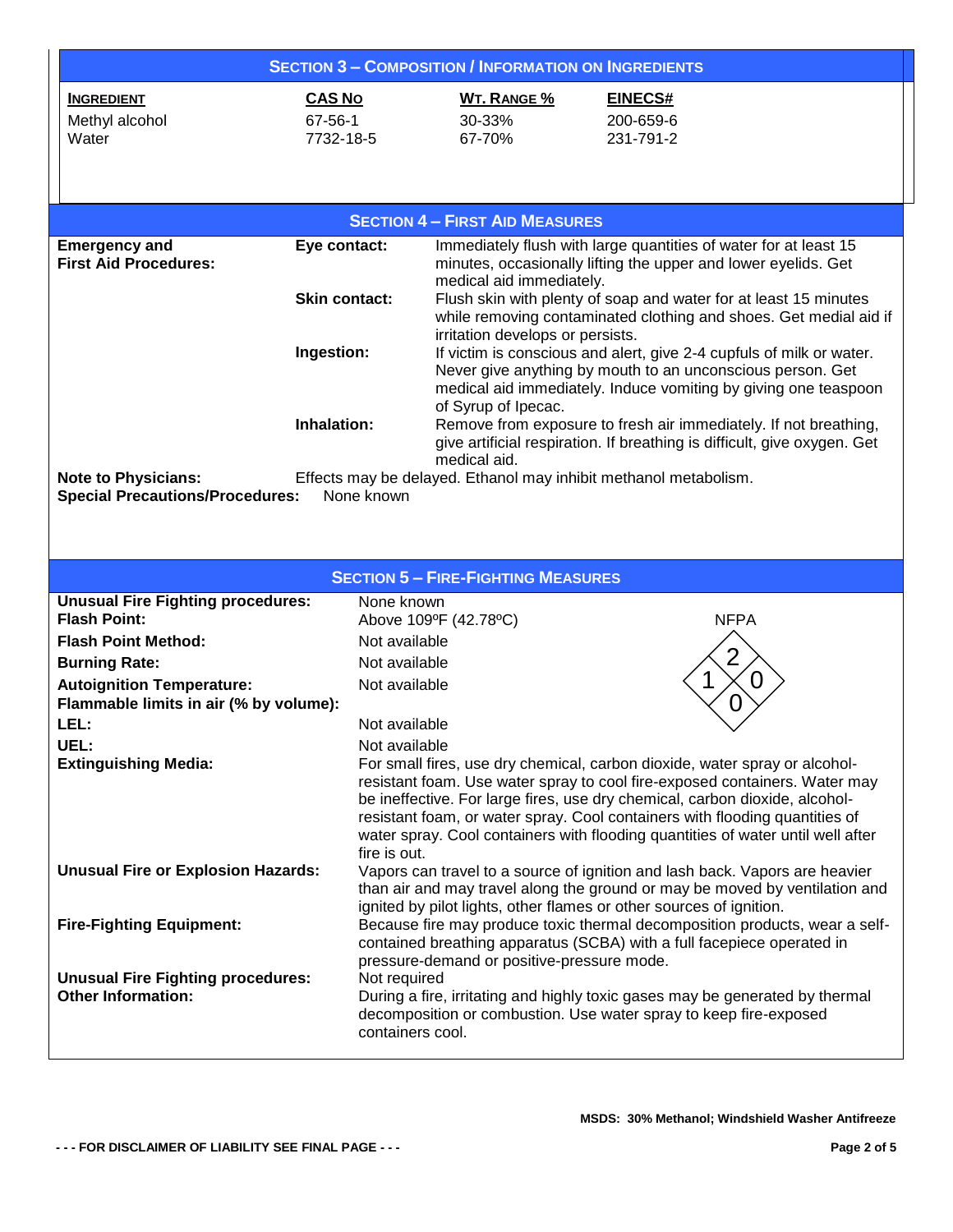## SECTION 3 – COMPOSITION / INFORMATION ON INGREDIENTS

| INGREDIENT | CAS NO | WT. RANGE % | EINECS# |
|---|---|---|---|
| Methyl alcohol | 67-56-1 | 30-33% | 200-659-6 |
| Water | 7732-18-5 | 67-70% | 231-791-2 |

## SECTION 4 – FIRST AID MEASURES

**Emergency and First Aid Procedures:**

**Eye contact:** Immediately flush with large quantities of water for at least 15 minutes, occasionally lifting the upper and lower eyelids. Get medical aid immediately.

**Skin contact:** Flush skin with plenty of soap and water for at least 15 minutes while removing contaminated clothing and shoes. Get medial aid if irritation develops or persists.

**Ingestion:** If victim is conscious and alert, give 2-4 cupfuls of milk or water. Never give anything by mouth to an unconscious person. Get medical aid immediately. Induce vomiting by giving one teaspoon of Syrup of Ipecac.

**Inhalation:** Remove from exposure to fresh air immediately. If not breathing, give artificial respiration. If breathing is difficult, give oxygen. Get medical aid.

**Note to Physicians:** Effects may be delayed. Ethanol may inhibit methanol metabolism.

**Special Precautions/Procedures:** None known

## SECTION 5 – FIRE-FIGHTING MEASURES

**Unusual Fire Fighting procedures:** None known

**Flash Point:** Above 109ºF (42.78ºC)

**Flash Point Method:** Not available

**Burning Rate:** Not available

**Autoignition Temperature:** Not available

**Flammable limits in air (% by volume):**

**LEL:** Not available

**UEL:** Not available

NFPA: Flammability 2, Health 1, Reactivity 0, Special 0

**Extinguishing Media:** For small fires, use dry chemical, carbon dioxide, water spray or alcohol-resistant foam. Use water spray to cool fire-exposed containers. Water may be ineffective. For large fires, use dry chemical, carbon dioxide, alcohol-resistant foam, or water spray. Cool containers with flooding quantities of water spray. Cool containers with flooding quantities of water until well after fire is out.

**Unusual Fire or Explosion Hazards:** Vapors can travel to a source of ignition and lash back. Vapors are heavier than air and may travel along the ground or may be moved by ventilation and ignited by pilot lights, other flames or other sources of ignition.

**Fire-Fighting Equipment:** Because fire may produce toxic thermal decomposition products, wear a self-contained breathing apparatus (SCBA) with a full facepiece operated in pressure-demand or positive-pressure mode.

**Unusual Fire Fighting procedures:** Not required

**Other Information:** During a fire, irritating and highly toxic gases may be generated by thermal decomposition or combustion. Use water spray to keep fire-exposed containers cool.

MSDS: 30% Methanol; Windshield Washer Antifreeze

- - - FOR DISCLAIMER OF LIABILITY SEE FINAL PAGE - - -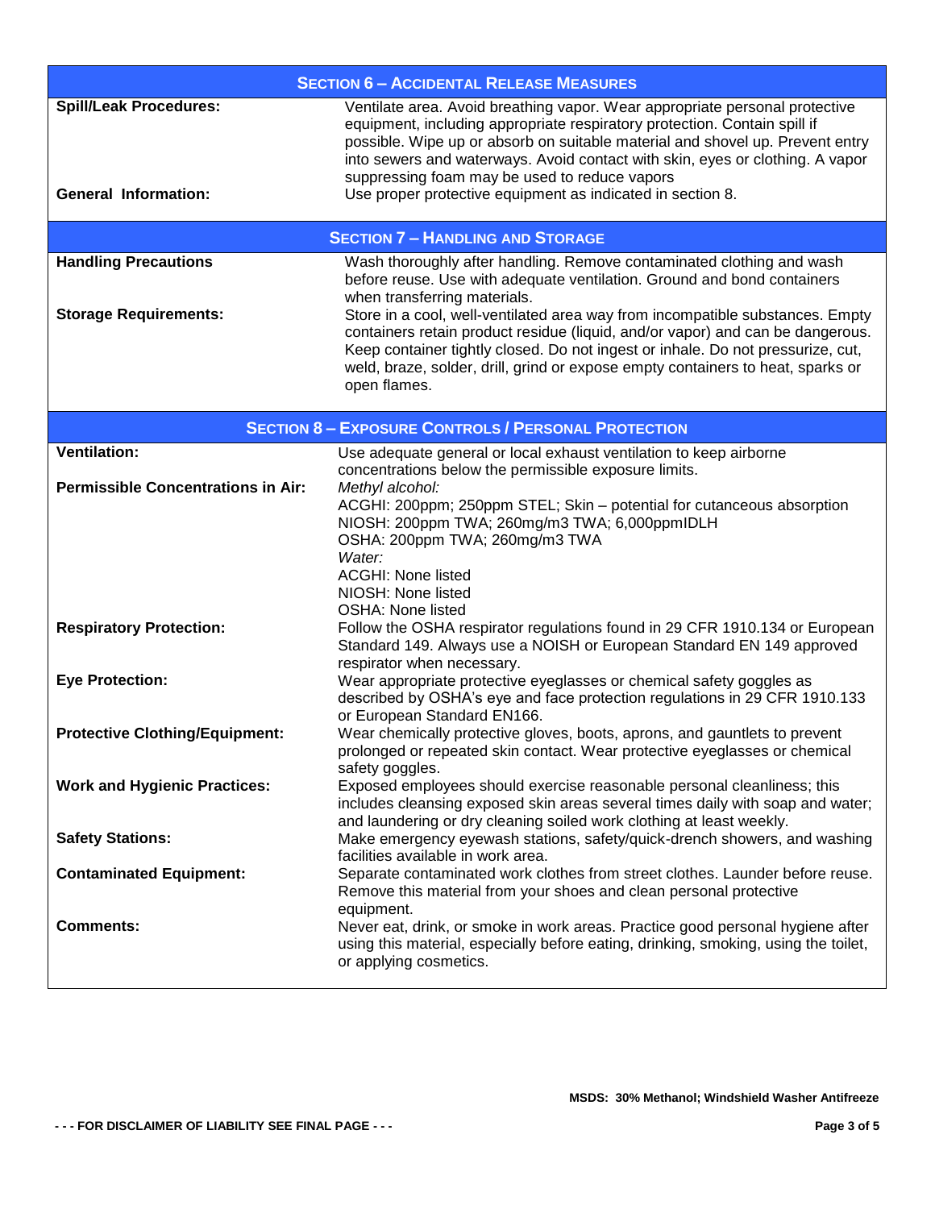## SECTION 6 – ACCIDENTAL RELEASE MEASURES

| | |
|---|---|
| **Spill/Leak Procedures:** | Ventilate area. Avoid breathing vapor. Wear appropriate personal protective equipment, including appropriate respiratory protection. Contain spill if possible. Wipe up or absorb on suitable material and shovel up. Prevent entry into sewers and waterways. Avoid contact with skin, eyes or clothing. A vapor suppressing foam may be used to reduce vapors |
| **General Information:** | Use proper protective equipment as indicated in section 8. |

## SECTION 7 – HANDLING AND STORAGE

| | |
|---|---|
| **Handling Precautions** | Wash thoroughly after handling. Remove contaminated clothing and wash before reuse. Use with adequate ventilation. Ground and bond containers when transferring materials. |
| **Storage Requirements:** | Store in a cool, well-ventilated area way from incompatible substances. Empty containers retain product residue (liquid, and/or vapor) and can be dangerous. Keep container tightly closed. Do not ingest or inhale. Do not pressurize, cut, weld, braze, solder, drill, grind or expose empty containers to heat, sparks or open flames. |

## SECTION 8 – EXPOSURE CONTROLS / PERSONAL PROTECTION

| | |
|---|---|
| **Ventilation:** | Use adequate general or local exhaust ventilation to keep airborne concentrations below the permissible exposure limits. |
| **Permissible Concentrations in Air:** | *Methyl alcohol:*<br>ACGHI: 200ppm; 250ppm STEL; Skin – potential for cutanceous absorption<br>NIOSH: 200ppm TWA; 260mg/m3 TWA; 6,000ppmIDLH<br>OSHA: 200ppm TWA; 260mg/m3 TWA<br>*Water:*<br>ACGHI: None listed<br>NIOSH: None listed<br>OSHA: None listed |
| **Respiratory Protection:** | Follow the OSHA respirator regulations found in 29 CFR 1910.134 or European Standard 149. Always use a NOISH or European Standard EN 149 approved respirator when necessary. |
| **Eye Protection:** | Wear appropriate protective eyeglasses or chemical safety goggles as described by OSHA's eye and face protection regulations in 29 CFR 1910.133 or European Standard EN166. |
| **Protective Clothing/Equipment:** | Wear chemically protective gloves, boots, aprons, and gauntlets to prevent prolonged or repeated skin contact. Wear protective eyeglasses or chemical safety goggles. |
| **Work and Hygienic Practices:** | Exposed employees should exercise reasonable personal cleanliness; this includes cleansing exposed skin areas several times daily with soap and water; and laundering or dry cleaning soiled work clothing at least weekly. |
| **Safety Stations:** | Make emergency eyewash stations, safety/quick-drench showers, and washing facilities available in work area. |
| **Contaminated Equipment:** | Separate contaminated work clothes from street clothes. Launder before reuse. Remove this material from your shoes and clean personal protective equipment. |
| **Comments:** | Never eat, drink, or smoke in work areas. Practice good personal hygiene after using this material, especially before eating, drinking, smoking, using the toilet, or applying cosmetics. |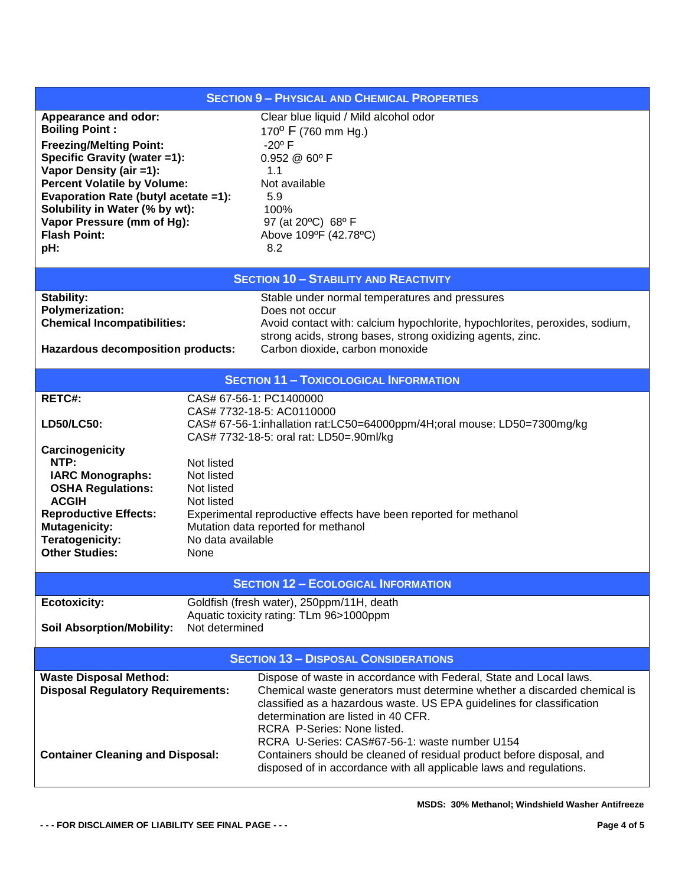## SECTION 9 – PHYSICAL AND CHEMICAL PROPERTIES

| | |
|---|---|
| **Appearance and odor:** | Clear blue liquid / Mild alcohol odor |
| **Boiling Point :** | 170º F (760 mm Hg.) |
| **Freezing/Melting Point:** | -20º F |
| **Specific Gravity (water =1):** | 0.952 @ 60º F |
| **Vapor Density (air =1):** | 1.1 |
| **Percent Volatile by Volume:** | Not available |
| **Evaporation Rate (butyl acetate =1):** | 5.9 |
| **Solubility in Water (% by wt):** | 100% |
| **Vapor Pressure (mm of Hg):** | 97 (at 20ºC) 68º F |
| **Flash Point:** | Above 109ºF (42.78ºC) |
| **pH:** | 8.2 |

## SECTION 10 – STABILITY AND REACTIVITY

| | |
|---|---|
| **Stability:** | Stable under normal temperatures and pressures |
| **Polymerization:** | Does not occur |
| **Chemical Incompatibilities:** | Avoid contact with: calcium hypochlorite, hypochlorites, peroxides, sodium, strong acids, strong bases, strong oxidizing agents, zinc. |
| **Hazardous decomposition products:** | Carbon dioxide, carbon monoxide |

## SECTION 11 – TOXICOLOGICAL INFORMATION

| | |
|---|---|
| **RETC#:** | CAS# 67-56-1: PC1400000<br>CAS# 7732-18-5: AC0110000 |
| **LD50/LC50:** | CAS# 67-56-1:inhallation rat:LC50=64000ppm/4H;oral mouse: LD50=7300mg/kg<br>CAS# 7732-18-5: oral rat: LD50=.90ml/kg |
| **Carcinogenicity** | |
| **NTP:** | Not listed |
| **IARC Monographs:** | Not listed |
| **OSHA Regulations:** | Not listed |
| **ACGIH** | Not listed |
| **Reproductive Effects:** | Experimental reproductive effects have been reported for methanol |
| **Mutagenicity:** | Mutation data reported for methanol |
| **Teratogenicity:** | No data available |
| **Other Studies:** | None |

## SECTION 12 – ECOLOGICAL INFORMATION

| | |
|---|---|
| **Ecotoxicity:** | Goldfish (fresh water), 250ppm/11H, death<br>Aquatic toxicity rating: TLm 96>1000ppm |
| **Soil Absorption/Mobility:** | Not determined |

## SECTION 13 – DISPOSAL CONSIDERATIONS

| | |
|---|---|
| **Waste Disposal Method:** | Dispose of waste in accordance with Federal, State and Local laws. |
| **Disposal Regulatory Requirements:** | Chemical waste generators must determine whether a discarded chemical is classified as a hazardous waste. US EPA guidelines for classification determination are listed in 40 CFR.<br>RCRA P-Series: None listed.<br>RCRA U-Series: CAS#67-56-1: waste number U154 |
| **Container Cleaning and Disposal:** | Containers should be cleaned of residual product before disposal, and disposed of in accordance with all applicable laws and regulations. |

**MSDS: 30% Methanol; Windshield Washer Antifreeze**

**- - - FOR DISCLAIMER OF LIABILITY SEE FINAL PAGE - - -**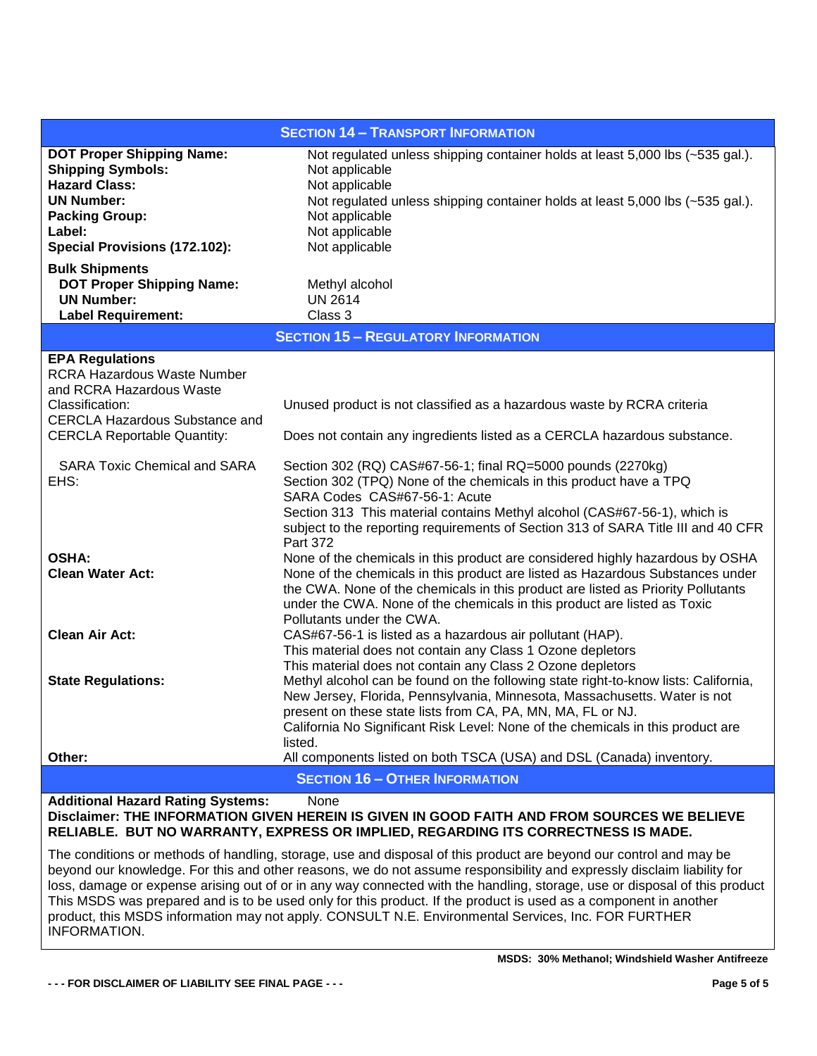## Section 14 – Transport Information

| | |
|---|---|
| **DOT Proper Shipping Name:** | Not regulated unless shipping container holds at least 5,000 lbs (~535 gal.). |
| **Shipping Symbols:** | Not applicable |
| **Hazard Class:** | Not applicable |
| **UN Number:** | Not regulated unless shipping container holds at least 5,000 lbs (~535 gal.). |
| **Packing Group:** | Not applicable |
| **Label:** | Not applicable |
| **Special Provisions (172.102):** | Not applicable |

**Bulk Shipments**

| | |
|---|---|
| **DOT Proper Shipping Name:** | Methyl alcohol |
| **UN Number:** | UN 2614 |
| **Label Requirement:** | Class 3 |

## Section 15 – Regulatory Information

**EPA Regulations**

| | |
|---|---|
| RCRA Hazardous Waste Number and RCRA Hazardous Waste Classification: | Unused product is not classified as a hazardous waste by RCRA criteria |
| CERCLA Hazardous Substance and CERCLA Reportable Quantity: | Does not contain any ingredients listed as a CERCLA hazardous substance. |
| SARA Toxic Chemical and SARA EHS: | Section 302 (RQ) CAS#67-56-1; final RQ=5000 pounds (2270kg)<br>Section 302 (TPQ) None of the chemicals in this product have a TPQ<br>SARA Codes CAS#67-56-1: Acute<br>Section 313 This material contains Methyl alcohol (CAS#67-56-1), which is subject to the reporting requirements of Section 313 of SARA Title III and 40 CFR Part 372 |
| **OSHA:** | None of the chemicals in this product are considered highly hazardous by OSHA |
| **Clean Water Act:** | None of the chemicals in this product are listed as Hazardous Substances under the CWA. None of the chemicals in this product are listed as Priority Pollutants under the CWA. None of the chemicals in this product are listed as Toxic Pollutants under the CWA. |
| **Clean Air Act:** | CAS#67-56-1 is listed as a hazardous air pollutant (HAP).<br>This material does not contain any Class 1 Ozone depletors<br>This material does not contain any Class 2 Ozone depletors |
| **State Regulations:** | Methyl alcohol can be found on the following state right-to-know lists: California, New Jersey, Florida, Pennsylvania, Minnesota, Massachusetts. Water is not present on these state lists from CA, PA, MN, MA, FL or NJ.<br>California No Significant Risk Level: None of the chemicals in this product are listed. |
| **Other:** | All components listed on both TSCA (USA) and DSL (Canada) inventory. |

## Section 16 – Other Information

**Additional Hazard Rating Systems:** None

**Disclaimer: THE INFORMATION GIVEN HEREIN IS GIVEN IN GOOD FAITH AND FROM SOURCES WE BELIEVE RELIABLE. BUT NO WARRANTY, EXPRESS OR IMPLIED, REGARDING ITS CORRECTNESS IS MADE.**

The conditions or methods of handling, storage, use and disposal of this product are beyond our control and may be beyond our knowledge. For this and other reasons, we do not assume responsibility and expressly disclaim liability for loss, damage or expense arising out of or in any way connected with the handling, storage, use or disposal of this product This MSDS was prepared and is to be used only for this product. If the product is used as a component in another product, this MSDS information may not apply. CONSULT N.E. Environmental Services, Inc. FOR FURTHER INFORMATION.